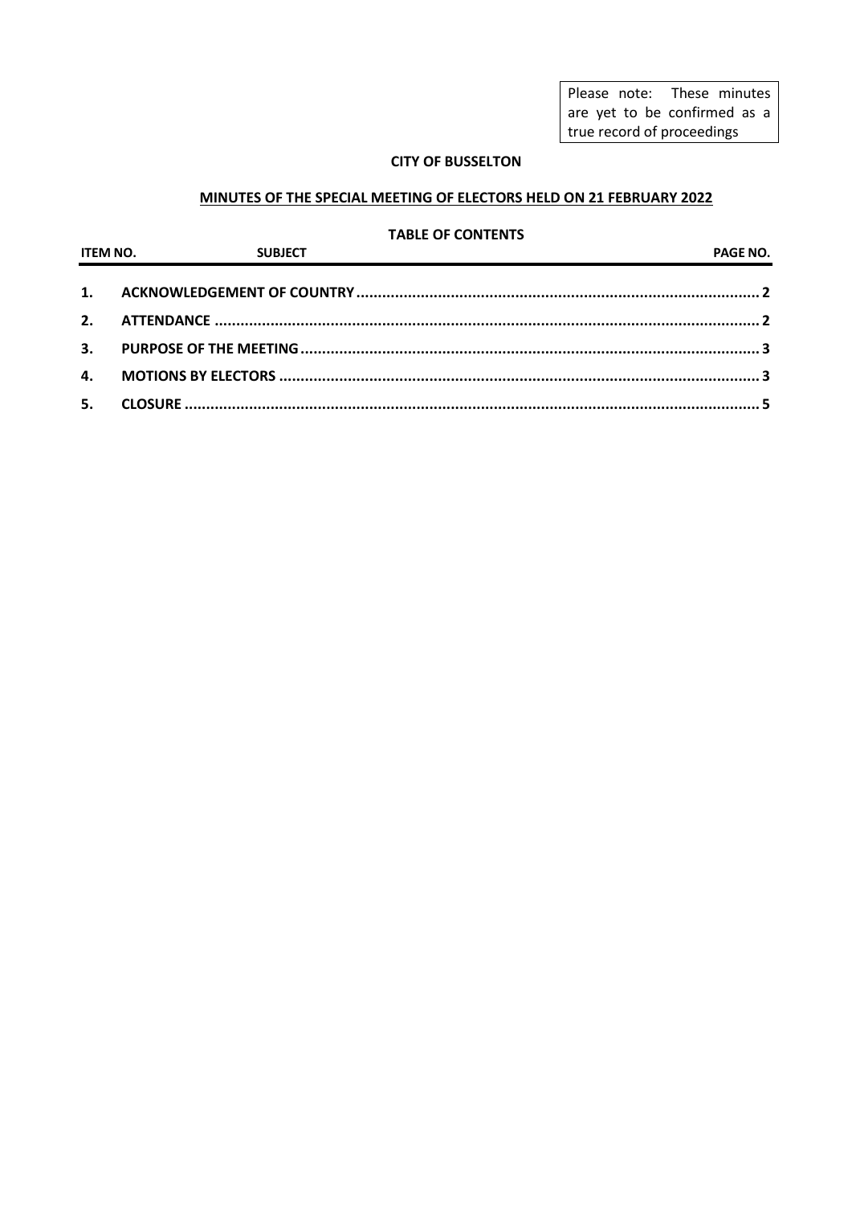Please note: These minutes are yet to be confirmed as a true record of proceedings

**CITY OF BUSSELTON**

**MINUTES OF THE SPECIAL MEETING OF ELECTORS HELD ON 21 FEBRUARY 2022**

**TABLE OF CONTENTS**

| ITEM NO. | SUBJECT | PAGE NO. |
|---|---|---|
| 1. | ACKNOWLEDGEMENT OF COUNTRY | 2 |
| 2. | ATTENDANCE | 2 |
| 3. | PURPOSE OF THE MEETING | 3 |
| 4. | MOTIONS BY ELECTORS | 3 |
| 5. | CLOSURE | 5 |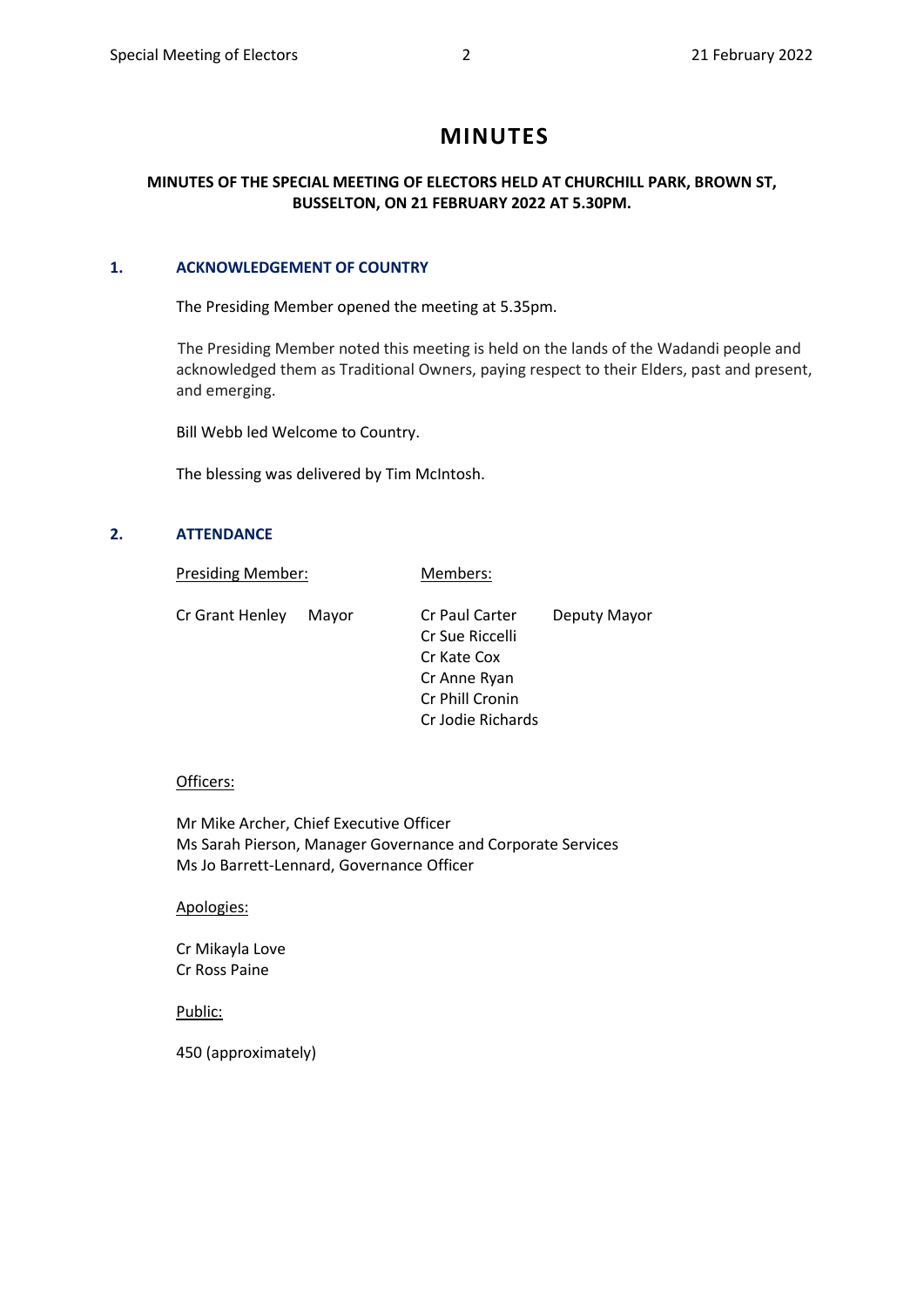# MINUTES

**MINUTES OF THE SPECIAL MEETING OF ELECTORS HELD AT CHURCHILL PARK, BROWN ST, BUSSELTON, ON 21 FEBRUARY 2022 AT 5.30PM.**

## 1. ACKNOWLEDGEMENT OF COUNTRY

The Presiding Member opened the meeting at 5.35pm.

The Presiding Member noted this meeting is held on the lands of the Wadandi people and acknowledged them as Traditional Owners, paying respect to their Elders, past and present, and emerging.

Bill Webb led Welcome to Country.

The blessing was delivered by Tim McIntosh.

## 2. ATTENDANCE

| Presiding Member: | | Members: | |
|---|---|---|---|
| Cr Grant Henley | Mayor | Cr Paul Carter | Deputy Mayor |
| | | Cr Sue Riccelli | |
| | | Cr Kate Cox | |
| | | Cr Anne Ryan | |
| | | Cr Phill Cronin | |
| | | Cr Jodie Richards | |

Officers:

Mr Mike Archer, Chief Executive Officer
Ms Sarah Pierson, Manager Governance and Corporate Services
Ms Jo Barrett-Lennard, Governance Officer

Apologies:

Cr Mikayla Love
Cr Ross Paine

Public:

450 (approximately)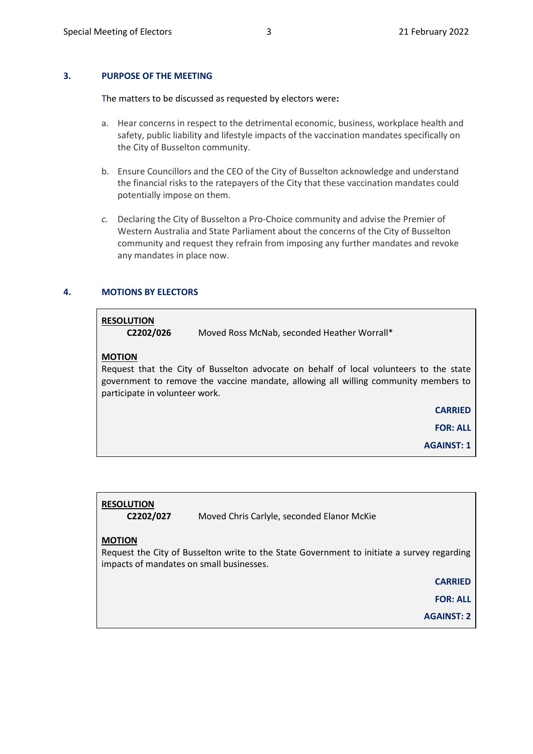## 3. PURPOSE OF THE MEETING

The matters to be discussed as requested by electors were**:**

a. Hear concerns in respect to the detrimental economic, business, workplace health and safety, public liability and lifestyle impacts of the vaccination mandates specifically on the City of Busselton community.

b. Ensure Councillors and the CEO of the City of Busselton acknowledge and understand the financial risks to the ratepayers of the City that these vaccination mandates could potentially impose on them.

*c.* Declaring the City of Busselton a Pro-Choice community and advise the Premier of Western Australia and State Parliament about the concerns of the City of Busselton community and request they refrain from imposing any further mandates and revoke any mandates in place now.

## 4. MOTIONS BY ELECTORS

**RESOLUTION**

**C2202/026** Moved Ross McNab, seconded Heather Worrall*

**MOTION**

Request that the City of Busselton advocate on behalf of local volunteers to the state government to remove the vaccine mandate, allowing all willing community members to participate in volunteer work.

**CARRIED**

**FOR: ALL**

**AGAINST: 1**

**RESOLUTION**

**C2202/027** Moved Chris Carlyle, seconded Elanor McKie

**MOTION**

Request the City of Busselton write to the State Government to initiate a survey regarding impacts of mandates on small businesses.

**CARRIED**

**FOR: ALL**

**AGAINST: 2**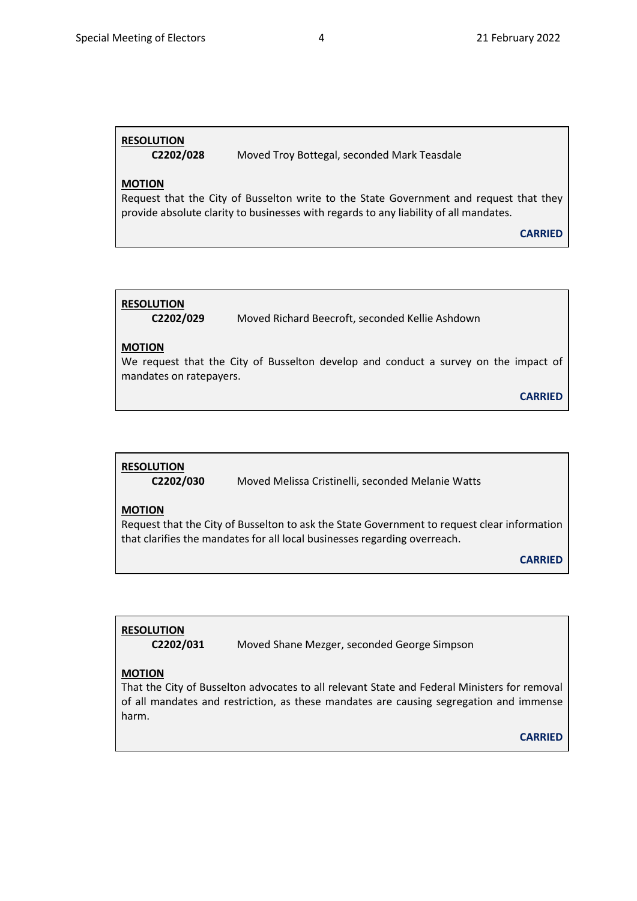**RESOLUTION**

**C2202/028** Moved Troy Bottegal, seconded Mark Teasdale

**MOTION**

Request that the City of Busselton write to the State Government and request that they provide absolute clarity to businesses with regards to any liability of all mandates.

**CARRIED**

---

**RESOLUTION**

**C2202/029** Moved Richard Beecroft, seconded Kellie Ashdown

**MOTION**

We request that the City of Busselton develop and conduct a survey on the impact of mandates on ratepayers.

**CARRIED**

---

**RESOLUTION**

**C2202/030** Moved Melissa Cristinelli, seconded Melanie Watts

**MOTION**

Request that the City of Busselton to ask the State Government to request clear information that clarifies the mandates for all local businesses regarding overreach.

**CARRIED**

---

**RESOLUTION**

**C2202/031** Moved Shane Mezger, seconded George Simpson

**MOTION**

That the City of Busselton advocates to all relevant State and Federal Ministers for removal of all mandates and restriction, as these mandates are causing segregation and immense harm.

**CARRIED**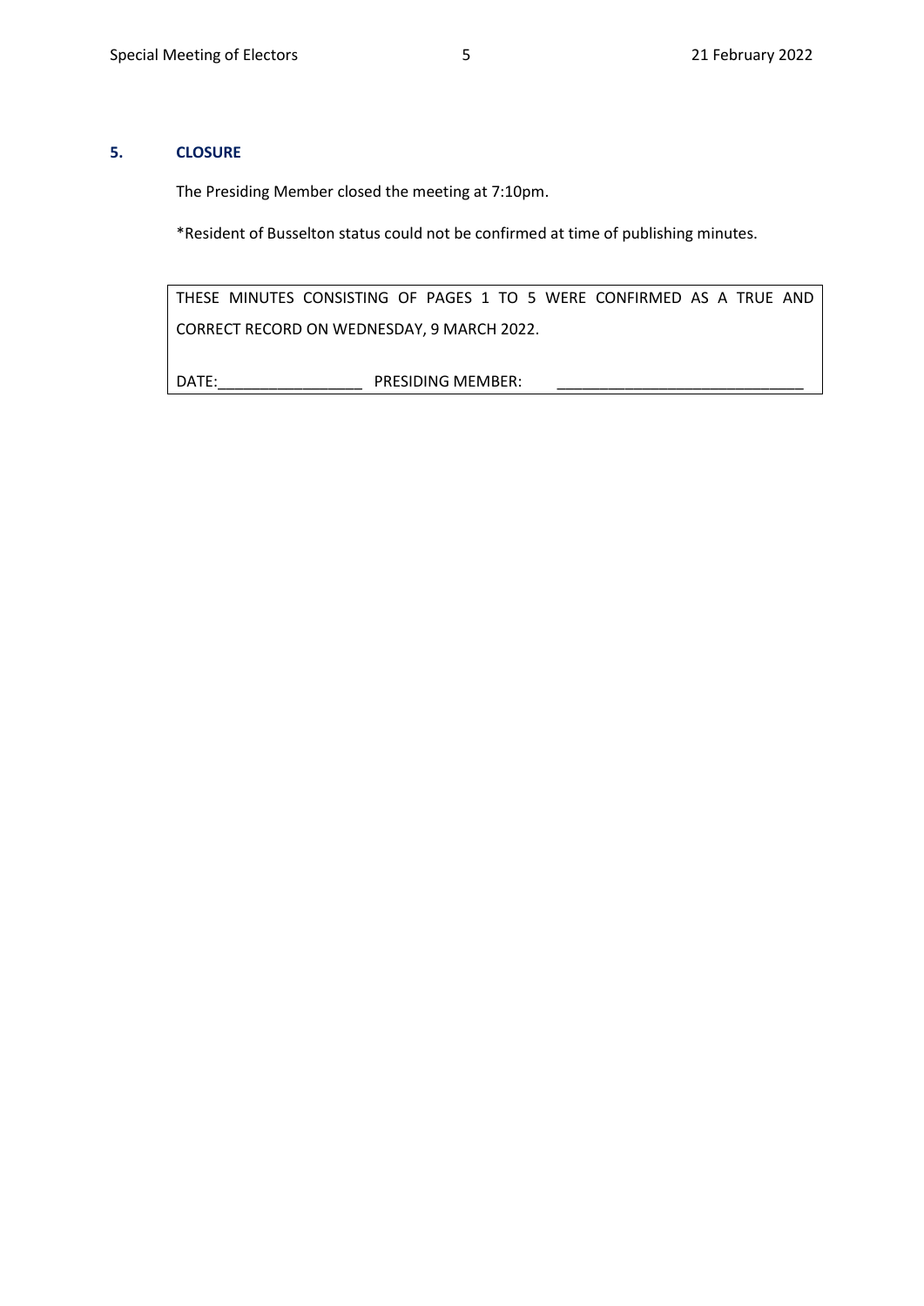## 5. CLOSURE

The Presiding Member closed the meeting at 7:10pm.

*Resident of Busselton status could not be confirmed at time of publishing minutes.

THESE MINUTES CONSISTING OF PAGES 1 TO 5 WERE CONFIRMED AS A TRUE AND CORRECT RECORD ON WEDNESDAY, 9 MARCH 2022.

DATE:_________________ PRESIDING MEMBER: _____________________________